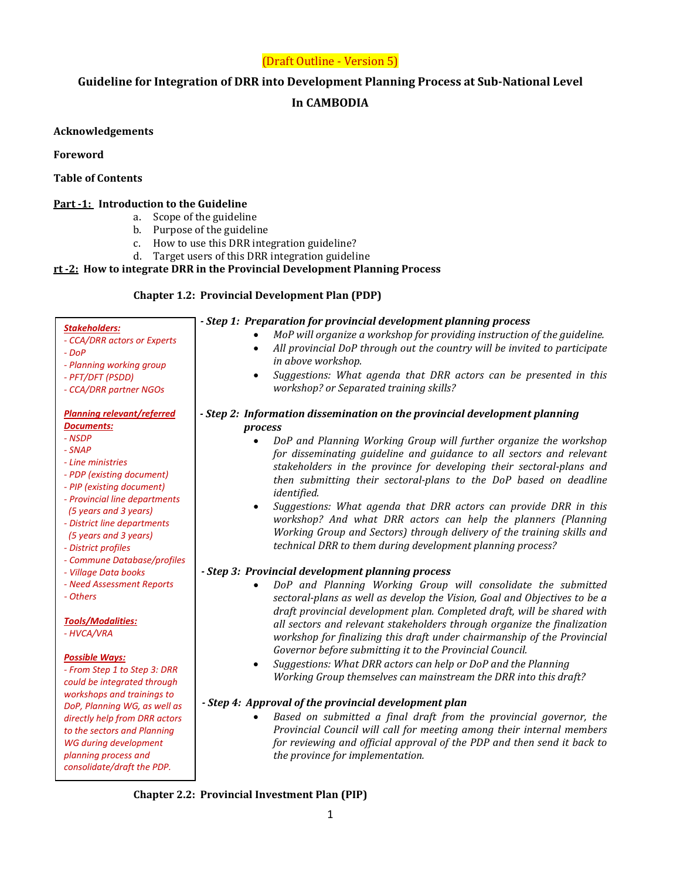(Draft Outline - Version 5)

# Guideline for Integration of DRR into Development Planning Process at Sub-National Level In CAMBODIA

**Acknowledgements**

**Foreword**

**Table of Contents**

## Part -1: Introduction to the Guideline

a. Scope of the guideline
b. Purpose of the guideline
c. How to use this DRR integration guideline?
d. Target users of this DRR integration guideline

## rt -2: How to integrate DRR in the Provincial Development Planning Process

### Chapter 1.2: Provincial Development Plan (PDP)

*Stakeholders:*
*- CCA/DRR actors or Experts*
*- DoP*
*- Planning working group*
*- PFT/DFT (PSDD)*
*- CCA/DRR partner NGOs*

*Planning relevant/referred Documents:*
*- NSDP*
*- SNAP*
*- Line ministries*
*- PDP (existing document)*
*- PIP (existing document)*
*- Provincial line departments (5 years and 3 years)*
*- District line departments (5 years and 3 years)*
*- District profiles*
*- Commune Database/profiles*
*- Village Data books*
*- Need Assessment Reports*
*- Others*

*Tools/Modalities:*
*- HVCA/VRA*

*Possible Ways:*
*- From Step 1 to Step 3: DRR could be integrated through workshops and trainings to DoP, Planning WG, as well as directly help from DRR actors to the sectors and Planning WG during development planning process and consolidate/draft the PDP.*

***- Step 1: Preparation for provincial development planning process***

- *MoP will organize a workshop for providing instruction of the guideline.*
- *All provincial DoP through out the country will be invited to participate in above workshop.*
- *Suggestions: What agenda that DRR actors can be presented in this workshop? or Separated training skills?*

***- Step 2: Information dissemination on the provincial development planning process***

- *DoP and Planning Working Group will further organize the workshop for disseminating guideline and guidance to all sectors and relevant stakeholders in the province for developing their sectoral-plans and then submitting their sectoral-plans to the DoP based on deadline identified.*
- *Suggestions: What agenda that DRR actors can provide DRR in this workshop? And what DRR actors can help the planners (Planning Working Group and Sectors) through delivery of the training skills and technical DRR to them during development planning process?*

***- Step 3: Provincial development planning process***

- *DoP and Planning Working Group will consolidate the submitted sectoral-plans as well as develop the Vision, Goal and Objectives to be a draft provincial development plan. Completed draft, will be shared with all sectors and relevant stakeholders through organize the finalization workshop for finalizing this draft under chairmanship of the Provincial Governor before submitting it to the Provincial Council.*
- *Suggestions: What DRR actors can help or DoP and the Planning Working Group themselves can mainstream the DRR into this draft?*

***- Step 4: Approval of the provincial development plan***

- *Based on submitted a final draft from the provincial governor, the Provincial Council will call for meeting among their internal members for reviewing and official approval of the PDP and then send it back to the province for implementation.*

### Chapter 2.2: Provincial Investment Plan (PIP)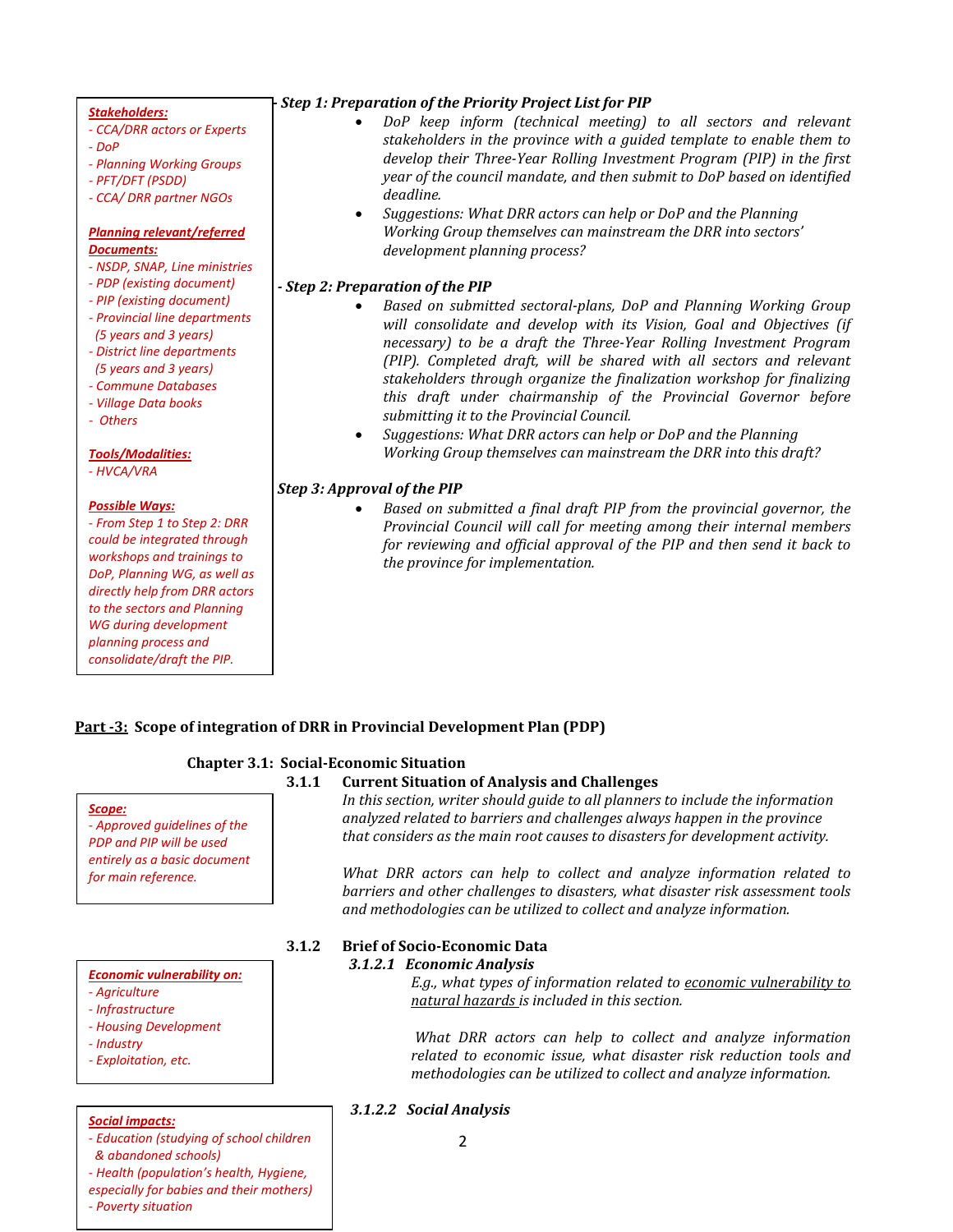> **Stakeholders:**
> - CCA/DRR actors or Experts
> - DoP
> - Planning Working Groups
> - PFT/DFT (PSDD)
> - CCA/ DRR partner NGOs
>
> **Planning relevant/referred Documents:**
> - NSDP, SNAP, Line ministries
> - PDP (existing document)
> - PIP (existing document)
> - Provincial line departments (5 years and 3 years)
> - District line departments (5 years and 3 years)
> - Commune Databases
> - Village Data books
> - Others
>
> **Tools/Modalities:**
> - HVCA/VRA
>
> **Possible Ways:**
> - From Step 1 to Step 2: DRR could be integrated through workshops and trainings to DoP, Planning WG, as well as directly help from DRR actors to the sectors and Planning WG during development planning process and consolidate/draft the PIP.

***- Step 1: Preparation of the Priority Project List for PIP***

- *DoP keep inform (technical meeting) to all sectors and relevant stakeholders in the province with a guided template to enable them to develop their Three-Year Rolling Investment Program (PIP) in the first year of the council mandate, and then submit to DoP based on identified deadline.*
- *Suggestions: What DRR actors can help or DoP and the Planning Working Group themselves can mainstream the DRR into sectors' development planning process?*

***- Step 2: Preparation of the PIP***

- *Based on submitted sectoral-plans, DoP and Planning Working Group will consolidate and develop with its Vision, Goal and Objectives (if necessary) to be a draft the Three-Year Rolling Investment Program (PIP). Completed draft, will be shared with all sectors and relevant stakeholders through organize the finalization workshop for finalizing this draft under chairmanship of the Provincial Governor before submitting it to the Provincial Council.*
- *Suggestions: What DRR actors can help or DoP and the Planning Working Group themselves can mainstream the DRR into this draft?*

***Step 3: Approval of the PIP***

- *Based on submitted a final draft PIP from the provincial governor, the Provincial Council will call for meeting among their internal members for reviewing and official approval of the PIP and then send it back to the province for implementation.*

## <u>Part -3:</u> Scope of integration of DRR in Provincial Development Plan (PDP)

### Chapter 3.1: Social-Economic Situation

> **Scope:**
> - Approved guidelines of the PDP and PIP will be used entirely as a basic document for main reference.

#### 3.1.1 Current Situation of Analysis and Challenges

*In this section, writer should guide to all planners to include the information analyzed related to barriers and challenges always happen in the province that considers as the main root causes to disasters for development activity.*

*What DRR actors can help to collect and analyze information related to barriers and other challenges to disasters, what disaster risk assessment tools and methodologies can be utilized to collect and analyze information.*

#### 3.1.2 Brief of Socio-Economic Data

> **Economic vulnerability on:**
> - Agriculture
> - Infrastructure
> - Housing Development
> - Industry
> - Exploitation, etc.

##### *3.1.2.1 Economic Analysis*

*E.g., what types of information related to <u>economic vulnerability to natural hazards</u> is included in this section.*

*What DRR actors can help to collect and analyze information related to economic issue, what disaster risk reduction tools and methodologies can be utilized to collect and analyze information.*

> **Social impacts:**
> - Education (studying of school children & abandoned schools)
> - Health (population's health, Hygiene, especially for babies and their mothers)
> - Poverty situation

##### *3.1.2.2 Social Analysis*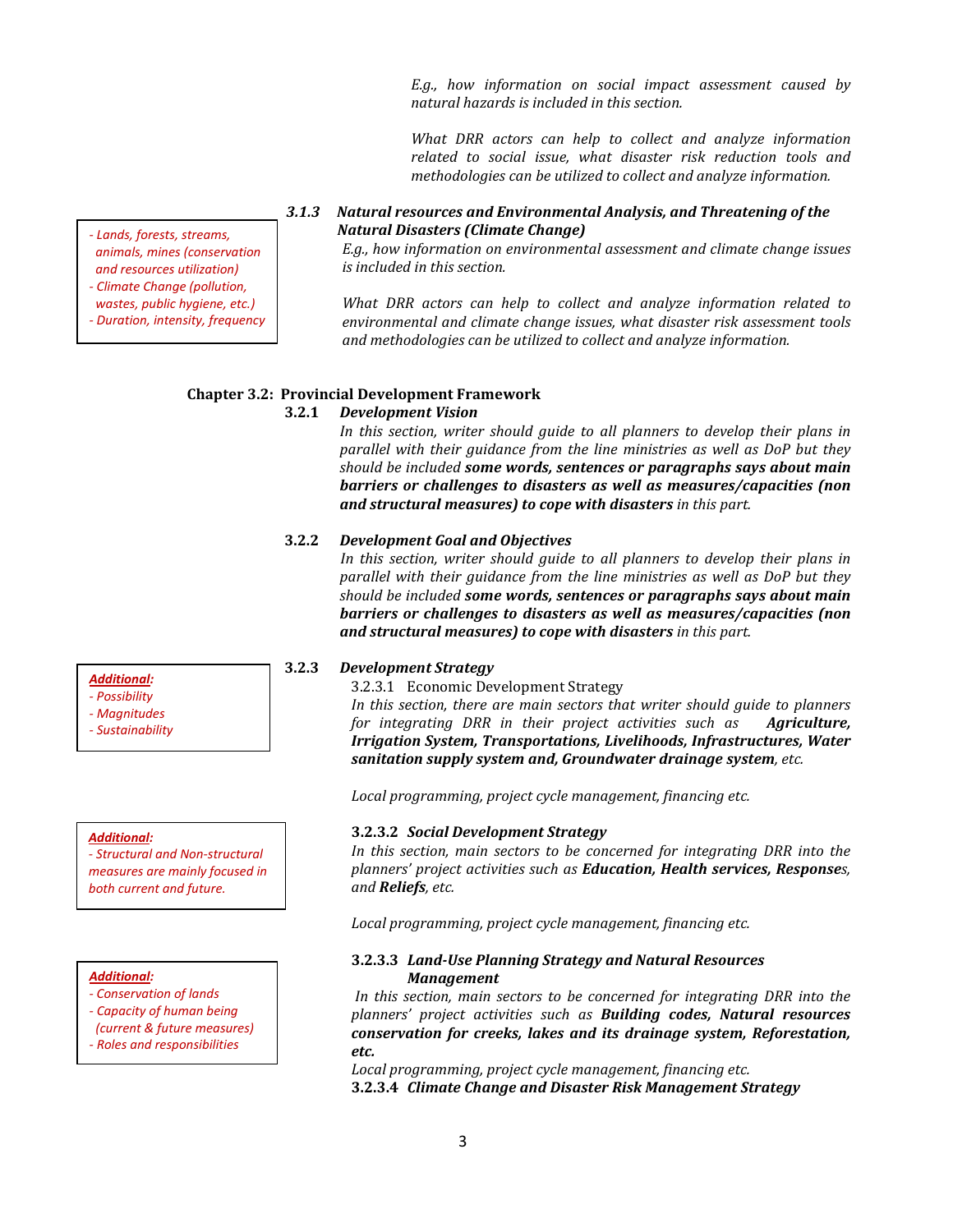*E.g., how information on social impact assessment caused by natural hazards is included in this section.*

*What DRR actors can help to collect and analyze information related to social issue, what disaster risk reduction tools and methodologies can be utilized to collect and analyze information.*

### *3.1.3 Natural resources and Environmental Analysis, and Threatening of the Natural Disasters (Climate Change)*

> *- Lands, forests, streams, animals, mines (conservation and resources utilization)*
> *- Climate Change (pollution, wastes, public hygiene, etc.)*
> *- Duration, intensity, frequency*

*E.g., how information on environmental assessment and climate change issues is included in this section.*

*What DRR actors can help to collect and analyze information related to environmental and climate change issues, what disaster risk assessment tools and methodologies can be utilized to collect and analyze information.*

## Chapter 3.2: Provincial Development Framework

### 3.2.1 *Development Vision*

*In this section, writer should guide to all planners to develop their plans in parallel with their guidance from the line ministries as well as DoP but they should be included* ***some words, sentences or paragraphs says about main barriers or challenges to disasters as well as measures/capacities (non and structural measures) to cope with disasters*** *in this part.*

### 3.2.2 *Development Goal and Objectives*

*In this section, writer should guide to all planners to develop their plans in parallel with their guidance from the line ministries as well as DoP but they should be included* ***some words, sentences or paragraphs says about main barriers or challenges to disasters as well as measures/capacities (non and structural measures) to cope with disasters*** *in this part.*

### 3.2.3 *Development Strategy*

> ***Additional:***
> *- Possibility*
> *- Magnitudes*
> *- Sustainability*

3.2.3.1 Economic Development Strategy

*In this section, there are main sectors that writer should guide to planners for integrating DRR in their project activities such as* ***Agriculture, Irrigation System, Transportations, Livelihoods, Infrastructures, Water sanitation supply system and, Groundwater drainage system****, etc.*

*Local programming, project cycle management, financing etc.*

> ***Additional:***
> *- Structural and Non-structural measures are mainly focused in both current and future.*

**3.2.3.2** ***Social Development Strategy***

*In this section, main sectors to be concerned for integrating DRR into the planners' project activities such as* ***Education, Health services, Response****s, and* ***Reliefs****, etc.*

*Local programming, project cycle management, financing etc.*

> ***Additional:***
> *- Conservation of lands*
> *- Capacity of human being (current & future measures)*
> *- Roles and responsibilities*

**3.2.3.3** ***Land-Use Planning Strategy and Natural Resources Management***

*In this section, main sectors to be concerned for integrating DRR into the planners' project activities such as* ***Building codes, Natural resources conservation for creeks, lakes and its drainage system, Reforestation, etc.***

*Local programming, project cycle management, financing etc.*

**3.2.3.4** ***Climate Change and Disaster Risk Management Strategy***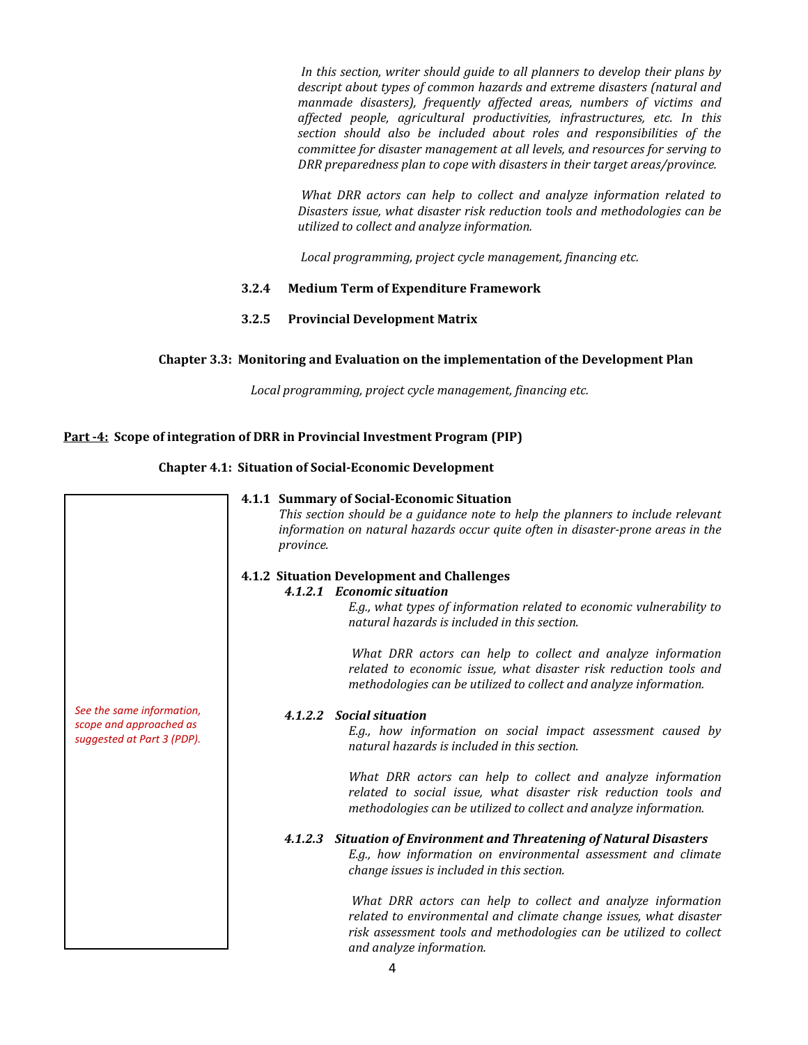*In this section, writer should guide to all planners to develop their plans by descript about types of common hazards and extreme disasters (natural and manmade disasters), frequently affected areas, numbers of victims and affected people, agricultural productivities, infrastructures, etc. In this section should also be included about roles and responsibilities of the committee for disaster management at all levels, and resources for serving to DRR preparedness plan to cope with disasters in their target areas/province.*

*What DRR actors can help to collect and analyze information related to Disasters issue, what disaster risk reduction tools and methodologies can be utilized to collect and analyze information.*

*Local programming, project cycle management, financing etc.*

**3.2.4 Medium Term of Expenditure Framework**

**3.2.5 Provincial Development Matrix**

**Chapter 3.3: Monitoring and Evaluation on the implementation of the Development Plan**

*Local programming, project cycle management, financing etc.*

## **<u>Part -4:</u> Scope of integration of DRR in Provincial Investment Program (PIP)**

### Chapter 4.1: Situation of Social-Economic Development

*See the same information, scope and approached as suggested at Part 3 (PDP).*

**4.1.1 Summary of Social-Economic Situation**

*This section should be a guidance note to help the planners to include relevant information on natural hazards occur quite often in disaster-prone areas in the province.*

**4.1.2 Situation Development and Challenges**

***4.1.2.1 Economic situation***

*E.g., what types of information related to economic vulnerability to natural hazards is included in this section.*

*What DRR actors can help to collect and analyze information related to economic issue, what disaster risk reduction tools and methodologies can be utilized to collect and analyze information.*

***4.1.2.2 Social situation***

*E.g., how information on social impact assessment caused by natural hazards is included in this section.*

*What DRR actors can help to collect and analyze information related to social issue, what disaster risk reduction tools and methodologies can be utilized to collect and analyze information.*

***4.1.2.3 Situation of Environment and Threatening of Natural Disasters***

*E.g., how information on environmental assessment and climate change issues is included in this section.*

*What DRR actors can help to collect and analyze information related to environmental and climate change issues, what disaster risk assessment tools and methodologies can be utilized to collect and analyze information.*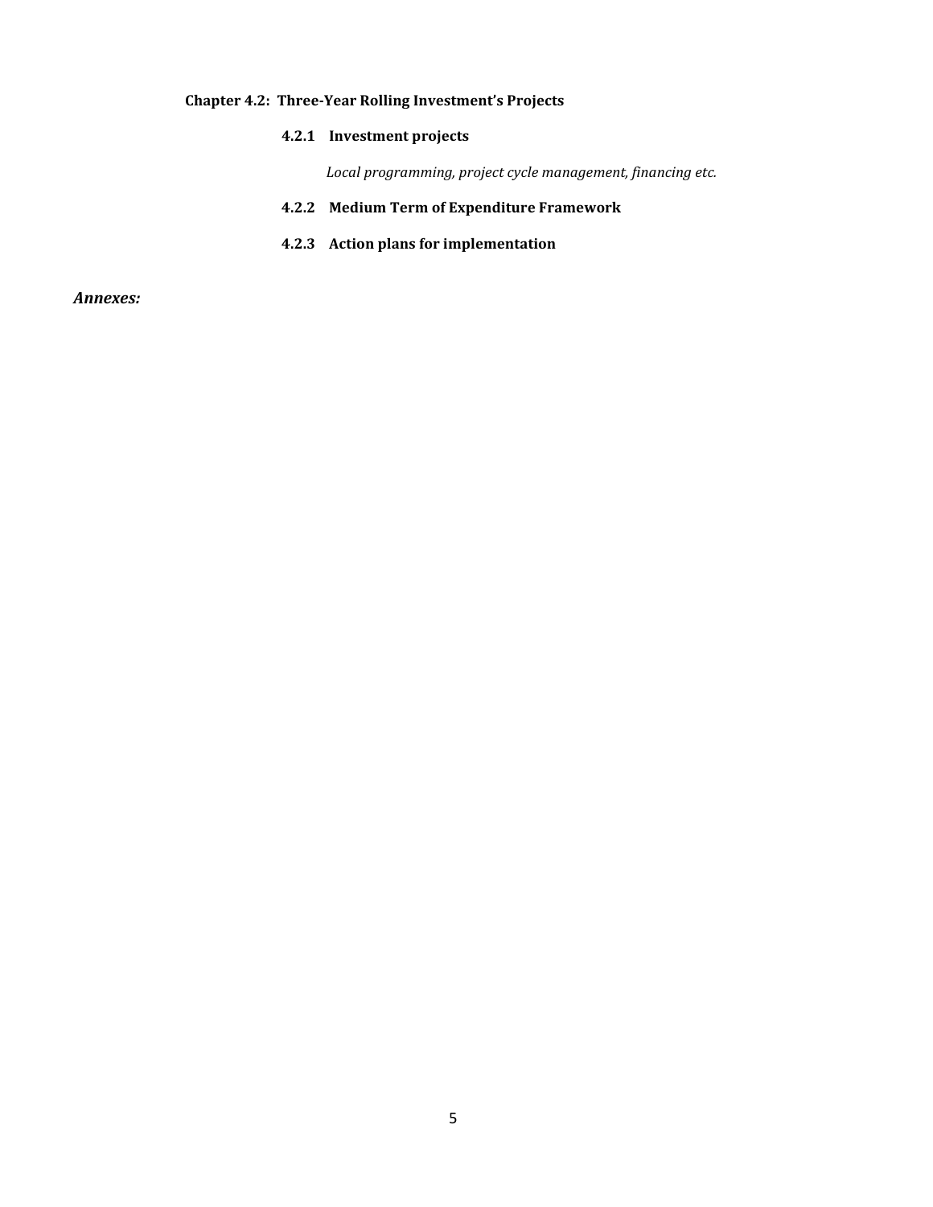## Chapter 4.2: Three-Year Rolling Investment's Projects

### 4.2.1 Investment projects

*Local programming, project cycle management, financing etc.*

### 4.2.2 Medium Term of Expenditure Framework

### 4.2.3 Action plans for implementation

***Annexes:***